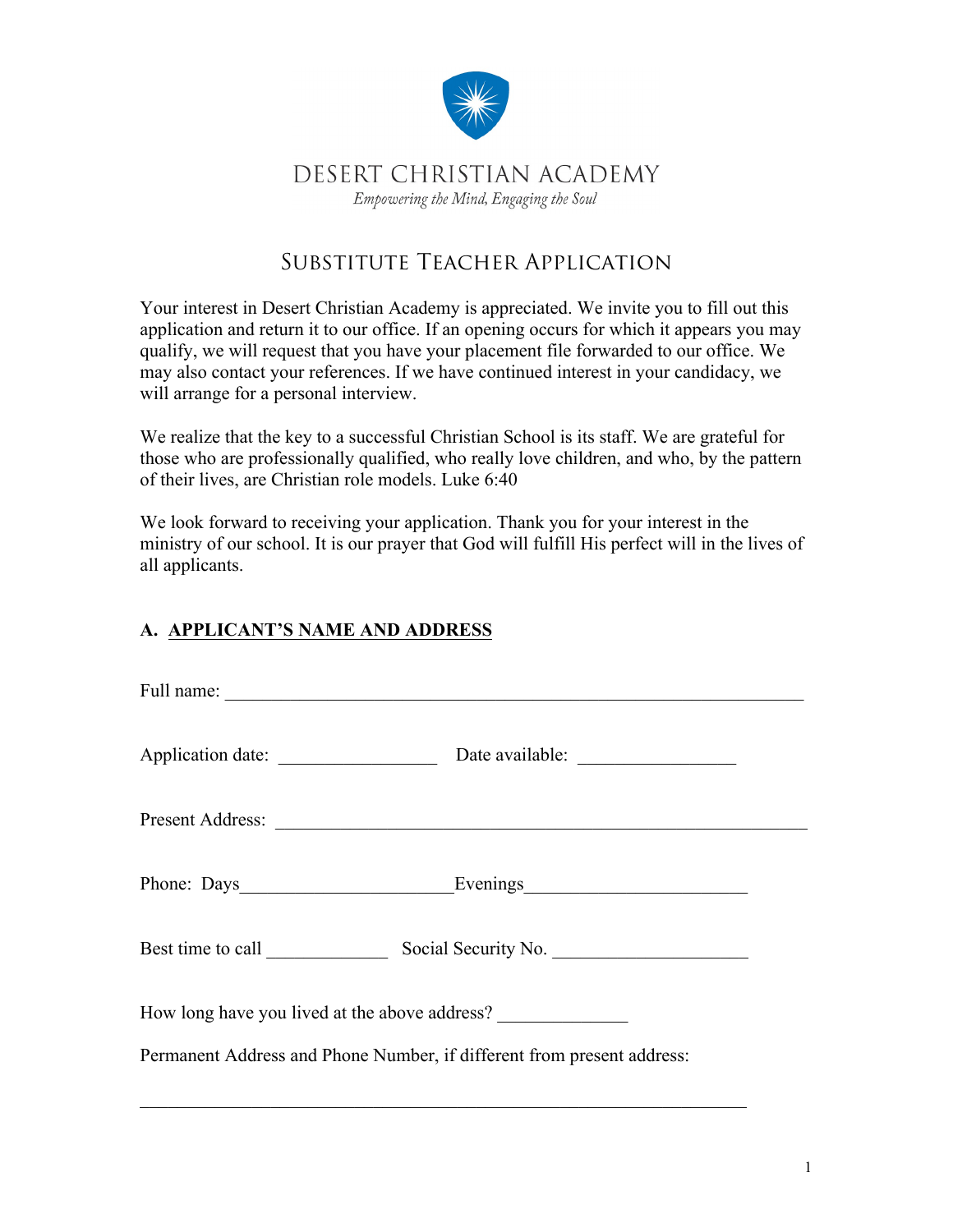# DESERT CHRISTIAN ACADEMY

*Empowering the Mind, Engaging the Soul*

## SUBSTITUTE TEACHER APPLICATION

Your interest in Desert Christian Academy is appreciated. We invite you to fill out this application and return it to our office. If an opening occurs for which it appears you may qualify, we will request that you have your placement file forwarded to our office. We may also contact your references. If we have continued interest in your candidacy, we will arrange for a personal interview.

We realize that the key to a successful Christian School is its staff. We are grateful for those who are professionally qualified, who really love children, and who, by the pattern of their lives, are Christian role models. Luke 6:40

We look forward to receiving your application. Thank you for your interest in the ministry of our school. It is our prayer that God will fulfill His perfect will in the lives of all applicants.

### A. APPLICANT'S NAME AND ADDRESS

Full name: ______________________________________________________________

Application date: _________________ Date available: _________________

Present Address: __________________________________________________________

Phone: Days______________________Evenings_______________________

Best time to call _____________ Social Security No. ____________________

How long have you lived at the above address? ______________

Permanent Address and Phone Number, if different from present address:

_________________________________________________________________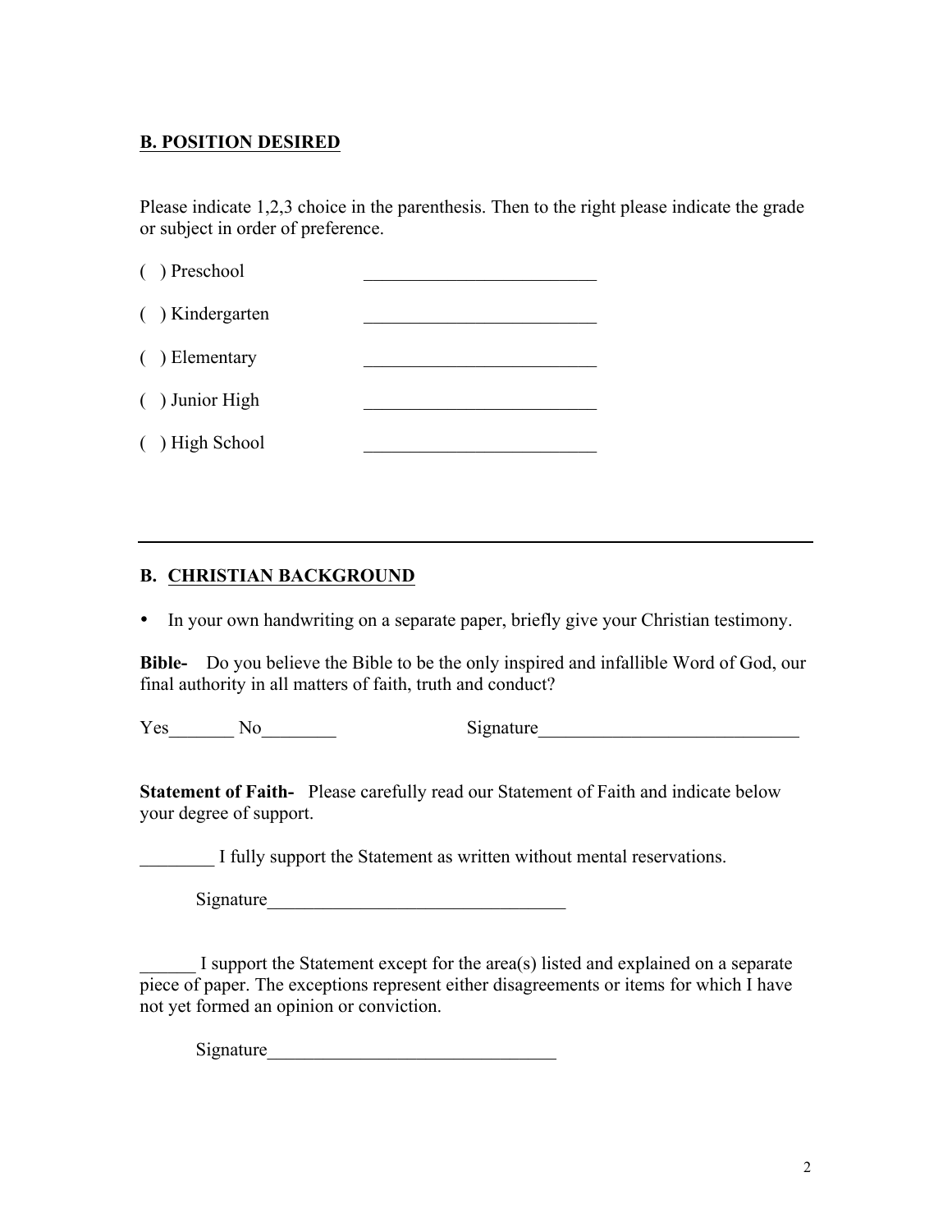## B. POSITION DESIRED

Please indicate 1,2,3 choice in the parenthesis. Then to the right please indicate the grade or subject in order of preference.

( ) Preschool _________________________

( ) Kindergarten _________________________

( ) Elementary _________________________

( ) Junior High _________________________

( ) High School _________________________

---

## B. CHRISTIAN BACKGROUND

- In your own handwriting on a separate paper, briefly give your Christian testimony.

**Bible-** Do you believe the Bible to be the only inspired and infallible Word of God, our final authority in all matters of faith, truth and conduct?

Yes_______ No________ Signature____________________________

**Statement of Faith-** Please carefully read our Statement of Faith and indicate below your degree of support.

________ I fully support the Statement as written without mental reservations.

Signature________________________________

______ I support the Statement except for the area(s) listed and explained on a separate piece of paper. The exceptions represent either disagreements or items for which I have not yet formed an opinion or conviction.

Signature_______________________________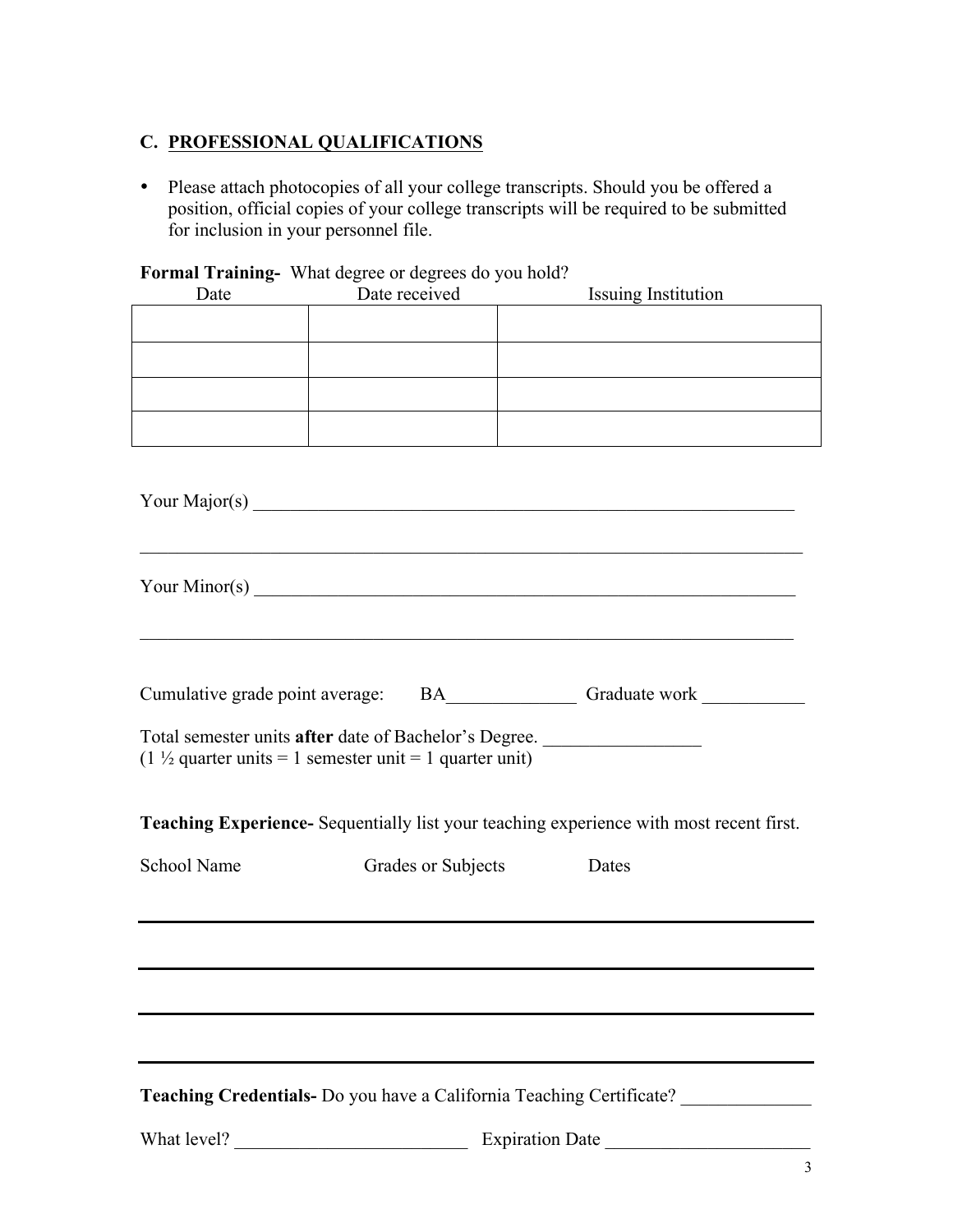## C. PROFESSIONAL QUALIFICATIONS

- Please attach photocopies of all your college transcripts. Should you be offered a position, official copies of your college transcripts will be required to be submitted for inclusion in your personnel file.

**Formal Training-** What degree or degrees do you hold?

| Date | Date received | Issuing Institution |
|---|---|---|
| | | |
| | | |
| | | |
| | | |

Your Major(s) ____________________________________________________________

______________________________________________________________________

Your Minor(s) ____________________________________________________________

______________________________________________________________________

Cumulative grade point average: BA______________ Graduate work ___________

Total semester units **after** date of Bachelor's Degree. _________________
(1 ½ quarter units = 1 semester unit = 1 quarter unit)

**Teaching Experience-** Sequentially list your teaching experience with most recent first.

| School Name | Grades or Subjects | Dates |
|---|---|---|
| | | |
| | | |
| | | |
| | | |

**Teaching Credentials-** Do you have a California Teaching Certificate? ______________

What level? _________________________ Expiration Date ______________________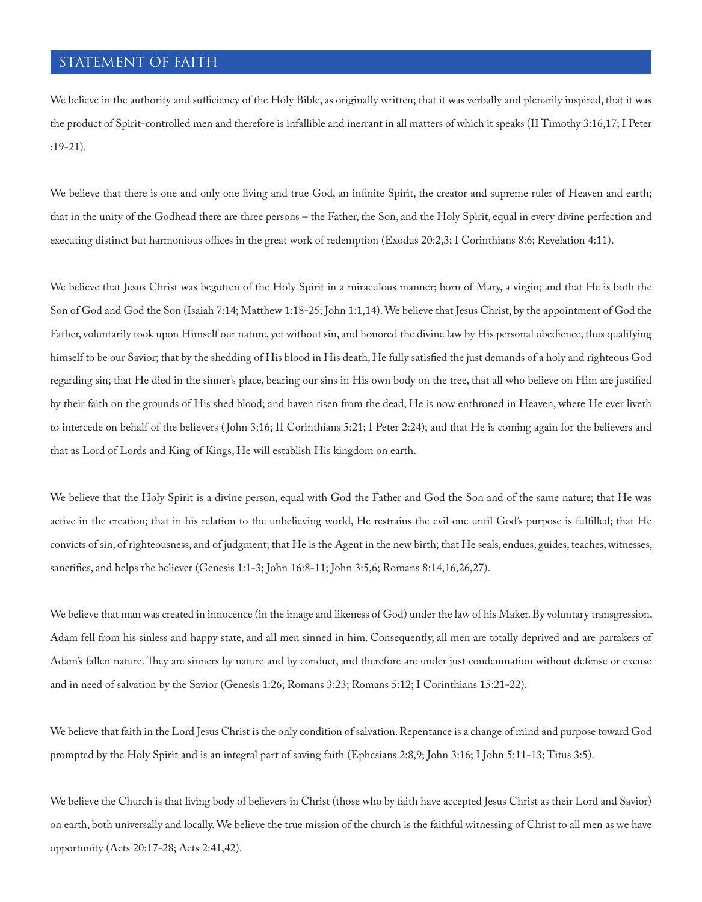## STATEMENT OF FAITH

We believe in the authority and sufficiency of the Holy Bible, as originally written; that it was verbally and plenarily inspired, that it was the product of Spirit-controlled men and therefore is infallible and inerrant in all matters of which it speaks (II Timothy 3:16,17; I Peter :19-21).

We believe that there is one and only one living and true God, an infinite Spirit, the creator and supreme ruler of Heaven and earth; that in the unity of the Godhead there are three persons – the Father, the Son, and the Holy Spirit, equal in every divine perfection and executing distinct but harmonious offices in the great work of redemption (Exodus 20:2,3; I Corinthians 8:6; Revelation 4:11).

We believe that Jesus Christ was begotten of the Holy Spirit in a miraculous manner; born of Mary, a virgin; and that He is both the Son of God and God the Son (Isaiah 7:14; Matthew 1:18-25; John 1:1,14). We believe that Jesus Christ, by the appointment of God the Father, voluntarily took upon Himself our nature, yet without sin, and honored the divine law by His personal obedience, thus qualifying himself to be our Savior; that by the shedding of His blood in His death, He fully satisfied the just demands of a holy and righteous God regarding sin; that He died in the sinner's place, bearing our sins in His own body on the tree, that all who believe on Him are justified by their faith on the grounds of His shed blood; and haven risen from the dead, He is now enthroned in Heaven, where He ever liveth to intercede on behalf of the believers ( John 3:16; II Corinthians 5:21; I Peter 2:24); and that He is coming again for the believers and that as Lord of Lords and King of Kings, He will establish His kingdom on earth.

We believe that the Holy Spirit is a divine person, equal with God the Father and God the Son and of the same nature; that He was active in the creation; that in his relation to the unbelieving world, He restrains the evil one until God's purpose is fulfilled; that He convicts of sin, of righteousness, and of judgment; that He is the Agent in the new birth; that He seals, endues, guides, teaches, witnesses, sanctifies, and helps the believer (Genesis 1:1-3; John 16:8-11; John 3:5,6; Romans 8:14,16,26,27).

We believe that man was created in innocence (in the image and likeness of God) under the law of his Maker. By voluntary transgression, Adam fell from his sinless and happy state, and all men sinned in him. Consequently, all men are totally deprived and are partakers of Adam's fallen nature. They are sinners by nature and by conduct, and therefore are under just condemnation without defense or excuse and in need of salvation by the Savior (Genesis 1:26; Romans 3:23; Romans 5:12; I Corinthians 15:21-22).

We believe that faith in the Lord Jesus Christ is the only condition of salvation. Repentance is a change of mind and purpose toward God prompted by the Holy Spirit and is an integral part of saving faith (Ephesians 2:8,9; John 3:16; I John 5:11-13; Titus 3:5).

We believe the Church is that living body of believers in Christ (those who by faith have accepted Jesus Christ as their Lord and Savior) on earth, both universally and locally. We believe the true mission of the church is the faithful witnessing of Christ to all men as we have opportunity (Acts 20:17-28; Acts 2:41,42).